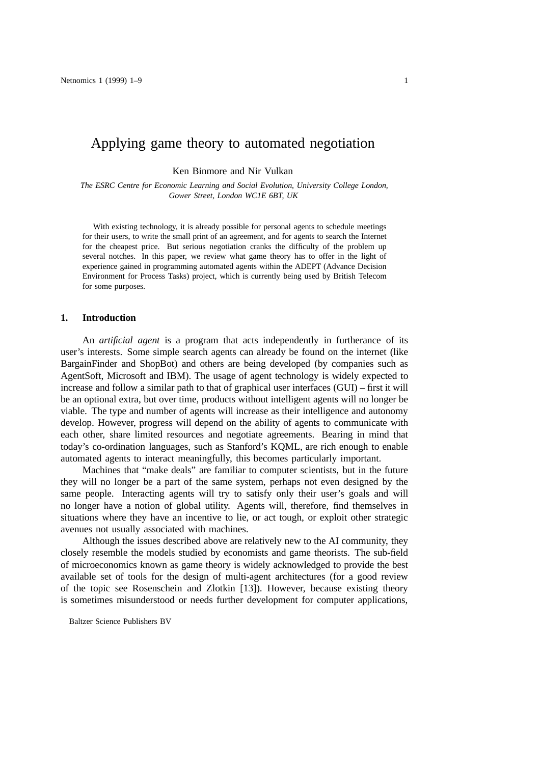# Applying game theory to automated negotiation

Ken Binmore and Nir Vulkan

*The ESRC Centre for Economic Learning and Social Evolution, University College London, Gower Street, London WC1E 6BT, UK*

With existing technology, it is already possible for personal agents to schedule meetings for their users, to write the small print of an agreement, and for agents to search the Internet for the cheapest price. But serious negotiation cranks the difficulty of the problem up several notches. In this paper, we review what game theory has to offer in the light of experience gained in programming automated agents within the ADEPT (Advance Decision Environment for Process Tasks) project, which is currently being used by British Telecom for some purposes.

## 1. Introduction

An *artificial agent* is a program that acts independently in furtherance of its user's interests. Some simple search agents can already be found on the internet (like BargainFinder and ShopBot) and others are being developed (by companies such as AgentSoft, Microsoft and IBM). The usage of agent technology is widely expected to increase and follow a similar path to that of graphical user interfaces (GUI) – first it will be an optional extra, but over time, products without intelligent agents will no longer be viable. The type and number of agents will increase as their intelligence and autonomy develop. However, progress will depend on the ability of agents to communicate with each other, share limited resources and negotiate agreements. Bearing in mind that today's co-ordination languages, such as Stanford's KQML, are rich enough to enable automated agents to interact meaningfully, this becomes particularly important.

Machines that "make deals" are familiar to computer scientists, but in the future they will no longer be a part of the same system, perhaps not even designed by the same people. Interacting agents will try to satisfy only their user's goals and will no longer have a notion of global utility. Agents will, therefore, find themselves in situations where they have an incentive to lie, or act tough, or exploit other strategic avenues not usually associated with machines.

Although the issues described above are relatively new to the AI community, they closely resemble the models studied by economists and game theorists. The sub-field of microeconomics known as game theory is widely acknowledged to provide the best available set of tools for the design of multi-agent architectures (for a good review of the topic see Rosenschein and Zlotkin [13]). However, because existing theory is sometimes misunderstood or needs further development for computer applications,

Baltzer Science Publishers BV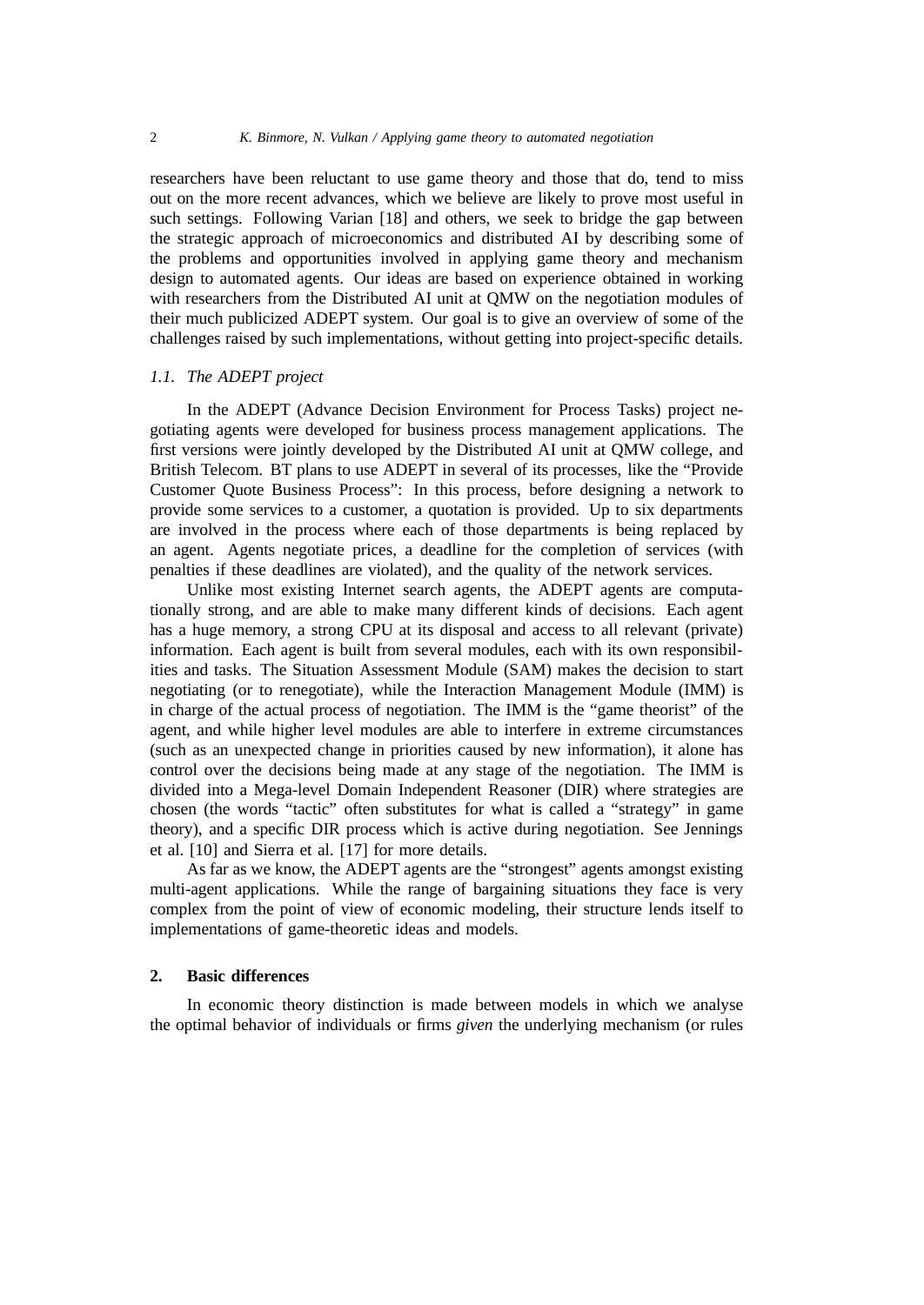researchers have been reluctant to use game theory and those that do, tend to miss out on the more recent advances, which we believe are likely to prove most useful in such settings. Following Varian [18] and others, we seek to bridge the gap between the strategic approach of microeconomics and distributed AI by describing some of the problems and opportunities involved in applying game theory and mechanism design to automated agents. Our ideas are based on experience obtained in working with researchers from the Distributed AI unit at QMW on the negotiation modules of their much publicized ADEPT system. Our goal is to give an overview of some of the challenges raised by such implementations, without getting into project-specific details.

### *1.1. The ADEPT project*

In the ADEPT (Advance Decision Environment for Process Tasks) project negotiating agents were developed for business process management applications. The first versions were jointly developed by the Distributed AI unit at QMW college, and British Telecom. BT plans to use ADEPT in several of its processes, like the "Provide Customer Quote Business Process": In this process, before designing a network to provide some services to a customer, a quotation is provided. Up to six departments are involved in the process where each of those departments is being replaced by an agent. Agents negotiate prices, a deadline for the completion of services (with penalties if these deadlines are violated), and the quality of the network services.

Unlike most existing Internet search agents, the ADEPT agents are computationally strong, and are able to make many different kinds of decisions. Each agent has a huge memory, a strong CPU at its disposal and access to all relevant (private) information. Each agent is built from several modules, each with its own responsibilities and tasks. The Situation Assessment Module (SAM) makes the decision to start negotiating (or to renegotiate), while the Interaction Management Module (IMM) is in charge of the actual process of negotiation. The IMM is the "game theorist" of the agent, and while higher level modules are able to interfere in extreme circumstances (such as an unexpected change in priorities caused by new information), it alone has control over the decisions being made at any stage of the negotiation. The IMM is divided into a Mega-level Domain Independent Reasoner (DIR) where strategies are chosen (the words "tactic" often substitutes for what is called a "strategy" in game theory), and a specific DIR process which is active during negotiation. See Jennings et al. [10] and Sierra et al. [17] for more details.

As far as we know, the ADEPT agents are the "strongest" agents amongst existing multi-agent applications. While the range of bargaining situations they face is very complex from the point of view of economic modeling, their structure lends itself to implementations of game-theoretic ideas and models.

## 2. Basic differences

In economic theory distinction is made between models in which we analyse the optimal behavior of individuals or firms *given* the underlying mechanism (or rules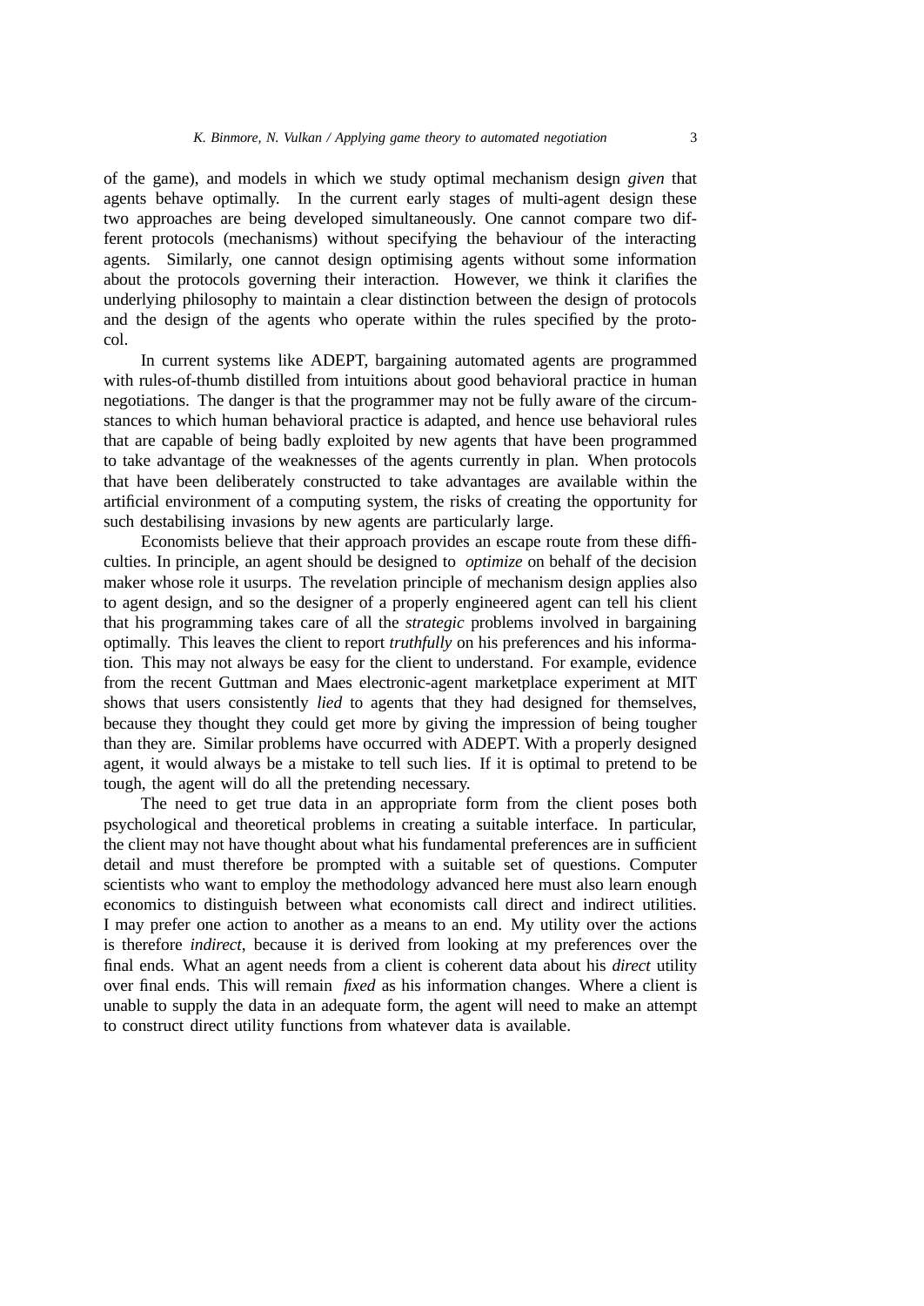of the game), and models in which we study optimal mechanism design *given* that agents behave optimally. In the current early stages of multi-agent design these two approaches are being developed simultaneously. One cannot compare two different protocols (mechanisms) without specifying the behaviour of the interacting agents. Similarly, one cannot design optimising agents without some information about the protocols governing their interaction. However, we think it clarifies the underlying philosophy to maintain a clear distinction between the design of protocols and the design of the agents who operate within the rules specified by the protocol.

In current systems like ADEPT, bargaining automated agents are programmed with rules-of-thumb distilled from intuitions about good behavioral practice in human negotiations. The danger is that the programmer may not be fully aware of the circumstances to which human behavioral practice is adapted, and hence use behavioral rules that are capable of being badly exploited by new agents that have been programmed to take advantage of the weaknesses of the agents currently in plan. When protocols that have been deliberately constructed to take advantages are available within the artificial environment of a computing system, the risks of creating the opportunity for such destabilising invasions by new agents are particularly large.

Economists believe that their approach provides an escape route from these difficulties. In principle, an agent should be designed to *optimize* on behalf of the decision maker whose role it usurps. The revelation principle of mechanism design applies also to agent design, and so the designer of a properly engineered agent can tell his client that his programming takes care of all the *strategic* problems involved in bargaining optimally. This leaves the client to report *truthfully* on his preferences and his information. This may not always be easy for the client to understand. For example, evidence from the recent Guttman and Maes electronic-agent marketplace experiment at MIT shows that users consistently *lied* to agents that they had designed for themselves, because they thought they could get more by giving the impression of being tougher than they are. Similar problems have occurred with ADEPT. With a properly designed agent, it would always be a mistake to tell such lies. If it is optimal to pretend to be tough, the agent will do all the pretending necessary.

The need to get true data in an appropriate form from the client poses both psychological and theoretical problems in creating a suitable interface. In particular, the client may not have thought about what his fundamental preferences are in sufficient detail and must therefore be prompted with a suitable set of questions. Computer scientists who want to employ the methodology advanced here must also learn enough economics to distinguish between what economists call direct and indirect utilities. I may prefer one action to another as a means to an end. My utility over the actions is therefore *indirect*, because it is derived from looking at my preferences over the final ends. What an agent needs from a client is coherent data about his *direct* utility over final ends. This will remain *fixed* as his information changes. Where a client is unable to supply the data in an adequate form, the agent will need to make an attempt to construct direct utility functions from whatever data is available.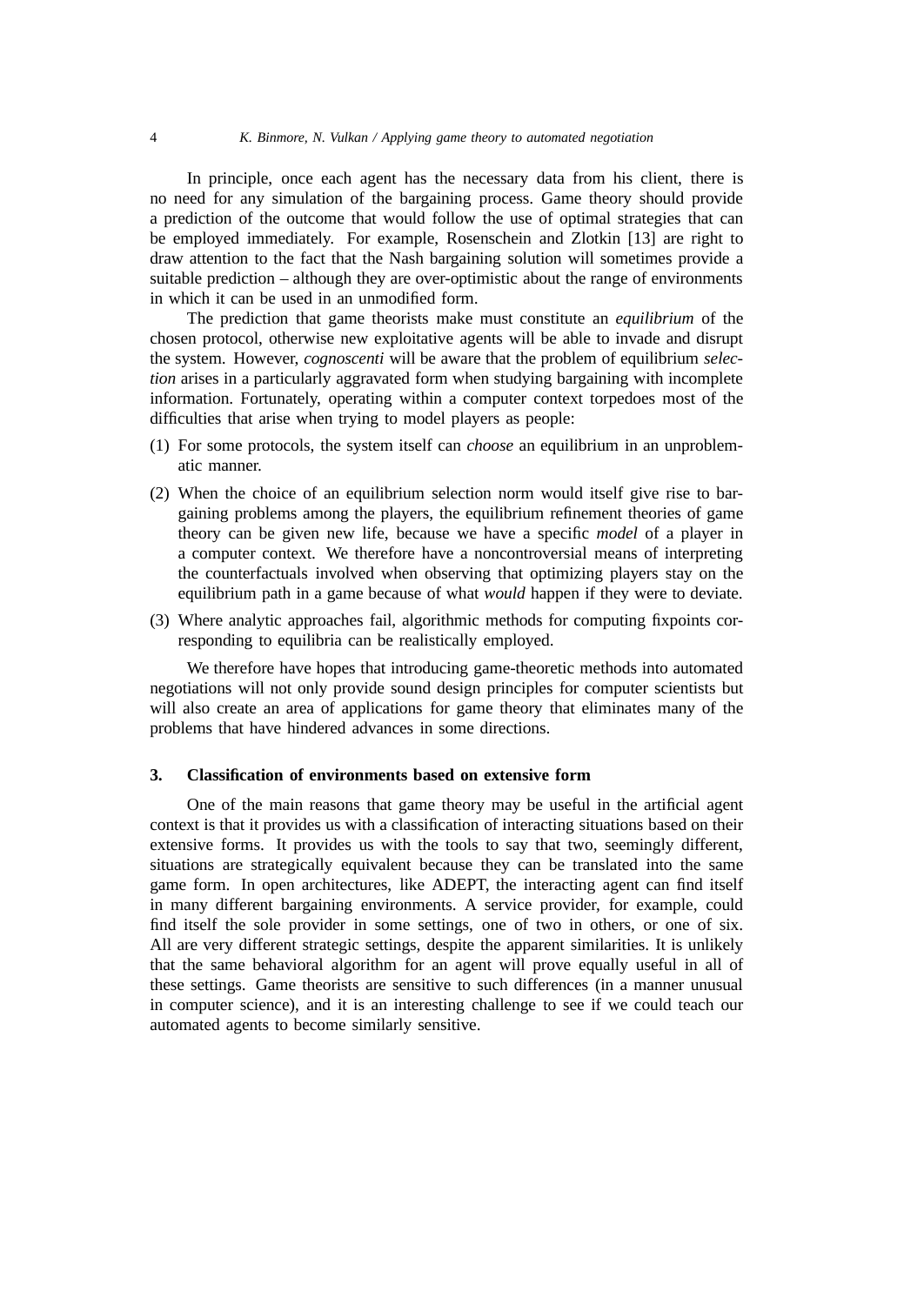In principle, once each agent has the necessary data from his client, there is no need for any simulation of the bargaining process. Game theory should provide a prediction of the outcome that would follow the use of optimal strategies that can be employed immediately. For example, Rosenschein and Zlotkin [13] are right to draw attention to the fact that the Nash bargaining solution will sometimes provide a suitable prediction – although they are over-optimistic about the range of environments in which it can be used in an unmodified form.

The prediction that game theorists make must constitute an *equilibrium* of the chosen protocol, otherwise new exploitative agents will be able to invade and disrupt the system. However, *cognoscenti* will be aware that the problem of equilibrium *selection* arises in a particularly aggravated form when studying bargaining with incomplete information. Fortunately, operating within a computer context torpedoes most of the difficulties that arise when trying to model players as people:

(1) For some protocols, the system itself can *choose* an equilibrium in an unproblematic manner.

(2) When the choice of an equilibrium selection norm would itself give rise to bargaining problems among the players, the equilibrium refinement theories of game theory can be given new life, because we have a specific *model* of a player in a computer context. We therefore have a noncontroversial means of interpreting the counterfactuals involved when observing that optimizing players stay on the equilibrium path in a game because of what *would* happen if they were to deviate.

(3) Where analytic approaches fail, algorithmic methods for computing fixpoints corresponding to equilibria can be realistically employed.

We therefore have hopes that introducing game-theoretic methods into automated negotiations will not only provide sound design principles for computer scientists but will also create an area of applications for game theory that eliminates many of the problems that have hindered advances in some directions.

## 3. Classification of environments based on extensive form

One of the main reasons that game theory may be useful in the artificial agent context is that it provides us with a classification of interacting situations based on their extensive forms. It provides us with the tools to say that two, seemingly different, situations are strategically equivalent because they can be translated into the same game form. In open architectures, like ADEPT, the interacting agent can find itself in many different bargaining environments. A service provider, for example, could find itself the sole provider in some settings, one of two in others, or one of six. All are very different strategic settings, despite the apparent similarities. It is unlikely that the same behavioral algorithm for an agent will prove equally useful in all of these settings. Game theorists are sensitive to such differences (in a manner unusual in computer science), and it is an interesting challenge to see if we could teach our automated agents to become similarly sensitive.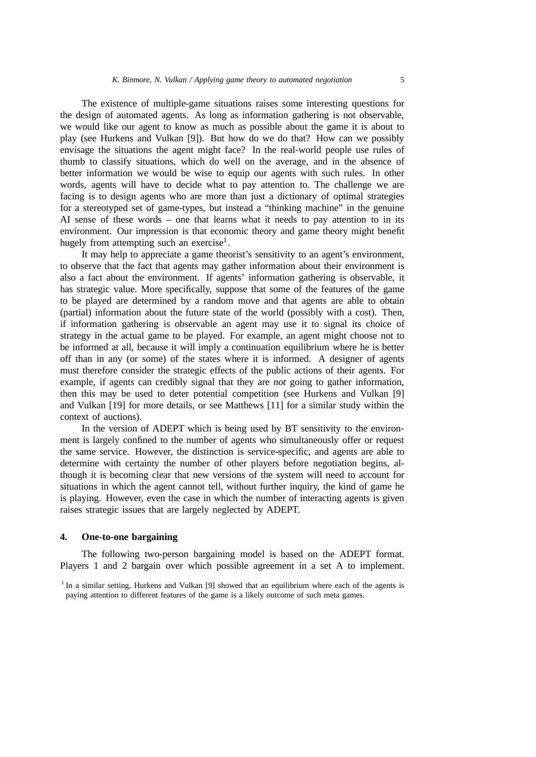The existence of multiple-game situations raises some interesting questions for the design of automated agents. As long as information gathering is not observable, we would like our agent to know as much as possible about the game it is about to play (see Hurkens and Vulkan [9]). But how do we do that? How can we possibly envisage the situations the agent might face? In the real-world people use rules of thumb to classify situations, which do well on the average, and in the absence of better information we would be wise to equip our agents with such rules. In other words, agents will have to decide what to pay attention to. The challenge we are facing is to design agents who are more than just a dictionary of optimal strategies for a stereotyped set of game-types, but instead a "thinking machine" in the genuine AI sense of these words – one that learns what it needs to pay attention to in its environment. Our impression is that economic theory and game theory might benefit hugely from attempting such an exercise[1].

It may help to appreciate a game theorist's sensitivity to an agent's environment, to observe that the fact that agents may gather information about their environment is also a fact about the environment. If agents' information gathering is observable, it has strategic value. More specifically, suppose that some of the features of the game to be played are determined by a random move and that agents are able to obtain (partial) information about the future state of the world (possibly with a cost). Then, if information gathering is observable an agent may use it to signal its choice of strategy in the actual game to be played. For example, an agent might choose not to be informed at all, because it will imply a continuation equilibrium where he is better off than in any (or some) of the states where it is informed. A designer of agents must therefore consider the strategic effects of the public actions of their agents. For example, if agents can credibly signal that they are *not* going to gather information, then this may be used to deter potential competition (see Hurkens and Vulkan [9] and Vulkan [19] for more details, or see Matthews [11] for a similar study within the context of auctions).

In the version of ADEPT which is being used by BT sensitivity to the environment is largely confined to the number of agents who simultaneously offer or request the same service. However, the distinction is service-specific, and agents are able to determine with certainty the number of other players before negotiation begins, although it is becoming clear that new versions of the system will need to account for situations in which the agent cannot tell, without further inquiry, the kind of game he is playing. However, even the case in which the number of interacting agents is given raises strategic issues that are largely neglected by ADEPT.

## 4. One-to-one bargaining

The following two-person bargaining model is based on the ADEPT format. Players 1 and 2 bargain over which possible agreement in a set A to implement.

[1] In a similar setting, Hurkens and Vulkan [9] showed that an equilibrium where each of the agents is paying attention to different features of the game is a likely outcome of such meta games.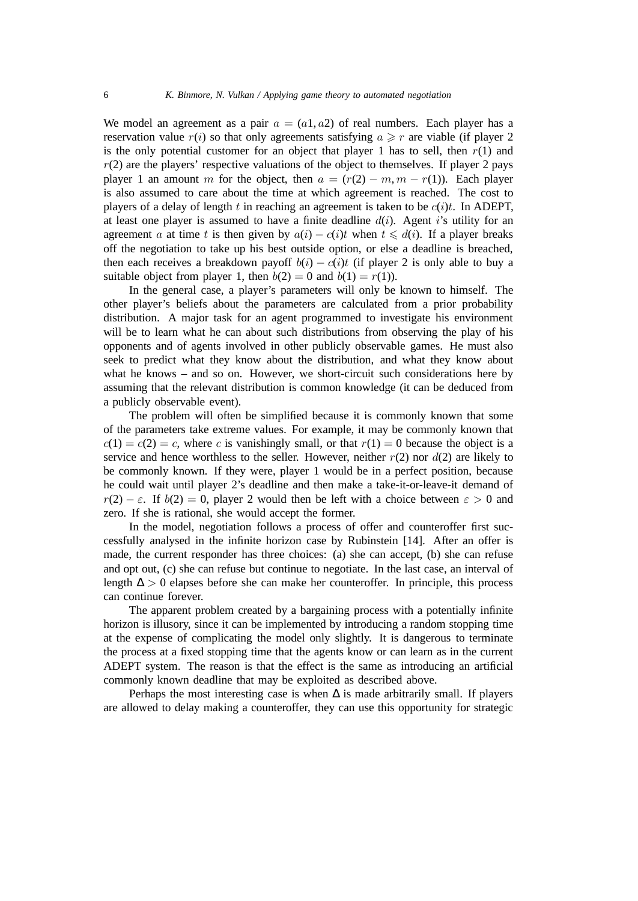We model an agreement as a pair $a = (a1, a2)$ of real numbers. Each player has a reservation value $r(i)$ so that only agreements satisfying $a \geqslant r$ are viable (if player 2 is the only potential customer for an object that player 1 has to sell, then $r(1)$ and $r(2)$ are the players' respective valuations of the object to themselves. If player 2 pays player 1 an amount $m$ for the object, then $a = (r(2) - m, m - r(1))$. Each player is also assumed to care about the time at which agreement is reached. The cost to players of a delay of length $t$ in reaching an agreement is taken to be $c(i)t$. In ADEPT, at least one player is assumed to have a finite deadline $d(i)$. Agent $i$'s utility for an agreement $a$ at time $t$ is then given by $a(i) - c(i)t$ when $t \leqslant d(i)$. If a player breaks off the negotiation to take up his best outside option, or else a deadline is breached, then each receives a breakdown payoff $b(i) - c(i)t$ (if player 2 is only able to buy a suitable object from player 1, then $b(2) = 0$ and $b(1) = r(1)$).

In the general case, a player's parameters will only be known to himself. The other player's beliefs about the parameters are calculated from a prior probability distribution. A major task for an agent programmed to investigate his environment will be to learn what he can about such distributions from observing the play of his opponents and of agents involved in other publicly observable games. He must also seek to predict what they know about the distribution, and what they know about what he knows – and so on. However, we short-circuit such considerations here by assuming that the relevant distribution is common knowledge (it can be deduced from a publicly observable event).

The problem will often be simplified because it is commonly known that some of the parameters take extreme values. For example, it may be commonly known that $c(1) = c(2) = c$, where $c$ is vanishingly small, or that $r(1) = 0$ because the object is a service and hence worthless to the seller. However, neither $r(2)$ nor $d(2)$ are likely to be commonly known. If they were, player 1 would be in a perfect position, because he could wait until player 2's deadline and then make a take-it-or-leave-it demand of $r(2) - \varepsilon$. If $b(2) = 0$, player 2 would then be left with a choice between $\varepsilon > 0$ and zero. If she is rational, she would accept the former.

In the model, negotiation follows a process of offer and counteroffer first successfully analysed in the infinite horizon case by Rubinstein [14]. After an offer is made, the current responder has three choices: (a) she can accept, (b) she can refuse and opt out, (c) she can refuse but continue to negotiate. In the last case, an interval of length $\Delta > 0$ elapses before she can make her counteroffer. In principle, this process can continue forever.

The apparent problem created by a bargaining process with a potentially infinite horizon is illusory, since it can be implemented by introducing a random stopping time at the expense of complicating the model only slightly. It is dangerous to terminate the process at a fixed stopping time that the agents know or can learn as in the current ADEPT system. The reason is that the effect is the same as introducing an artificial commonly known deadline that may be exploited as described above.

Perhaps the most interesting case is when $\Delta$ is made arbitrarily small. If players are allowed to delay making a counteroffer, they can use this opportunity for strategic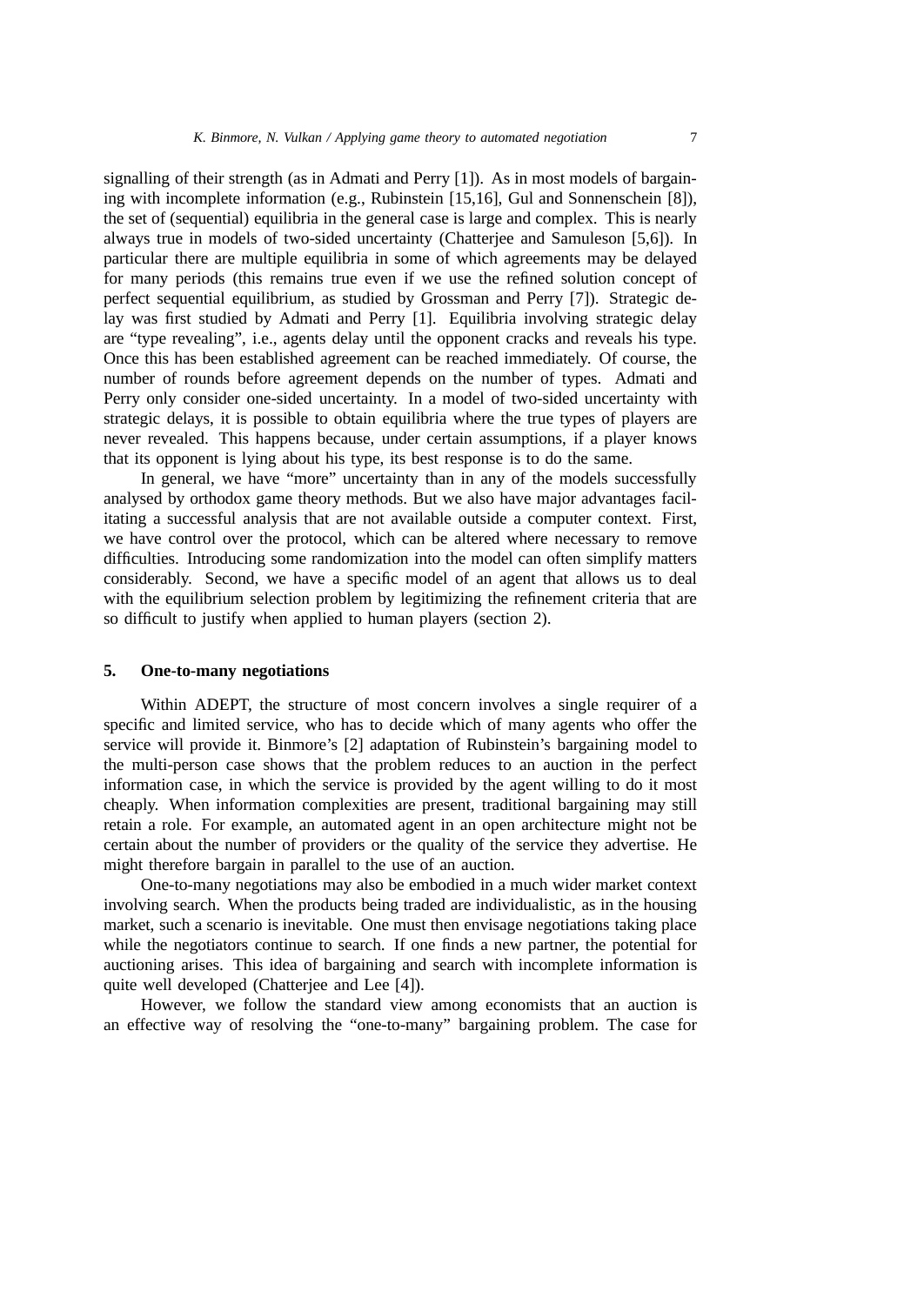signalling of their strength (as in Admati and Perry [1]). As in most models of bargaining with incomplete information (e.g., Rubinstein [15,16], Gul and Sonnenschein [8]), the set of (sequential) equilibria in the general case is large and complex. This is nearly always true in models of two-sided uncertainty (Chatterjee and Samuleson [5,6]). In particular there are multiple equilibria in some of which agreements may be delayed for many periods (this remains true even if we use the refined solution concept of perfect sequential equilibrium, as studied by Grossman and Perry [7]). Strategic delay was first studied by Admati and Perry [1]. Equilibria involving strategic delay are "type revealing", i.e., agents delay until the opponent cracks and reveals his type. Once this has been established agreement can be reached immediately. Of course, the number of rounds before agreement depends on the number of types. Admati and Perry only consider one-sided uncertainty. In a model of two-sided uncertainty with strategic delays, it is possible to obtain equilibria where the true types of players are never revealed. This happens because, under certain assumptions, if a player knows that its opponent is lying about his type, its best response is to do the same.

In general, we have "more" uncertainty than in any of the models successfully analysed by orthodox game theory methods. But we also have major advantages facilitating a successful analysis that are not available outside a computer context. First, we have control over the protocol, which can be altered where necessary to remove difficulties. Introducing some randomization into the model can often simplify matters considerably. Second, we have a specific model of an agent that allows us to deal with the equilibrium selection problem by legitimizing the refinement criteria that are so difficult to justify when applied to human players (section 2).

## 5. One-to-many negotiations

Within ADEPT, the structure of most concern involves a single requirer of a specific and limited service, who has to decide which of many agents who offer the service will provide it. Binmore's [2] adaptation of Rubinstein's bargaining model to the multi-person case shows that the problem reduces to an auction in the perfect information case, in which the service is provided by the agent willing to do it most cheaply. When information complexities are present, traditional bargaining may still retain a role. For example, an automated agent in an open architecture might not be certain about the number of providers or the quality of the service they advertise. He might therefore bargain in parallel to the use of an auction.

One-to-many negotiations may also be embodied in a much wider market context involving search. When the products being traded are individualistic, as in the housing market, such a scenario is inevitable. One must then envisage negotiations taking place while the negotiators continue to search. If one finds a new partner, the potential for auctioning arises. This idea of bargaining and search with incomplete information is quite well developed (Chatterjee and Lee [4]).

However, we follow the standard view among economists that an auction is an effective way of resolving the "one-to-many" bargaining problem. The case for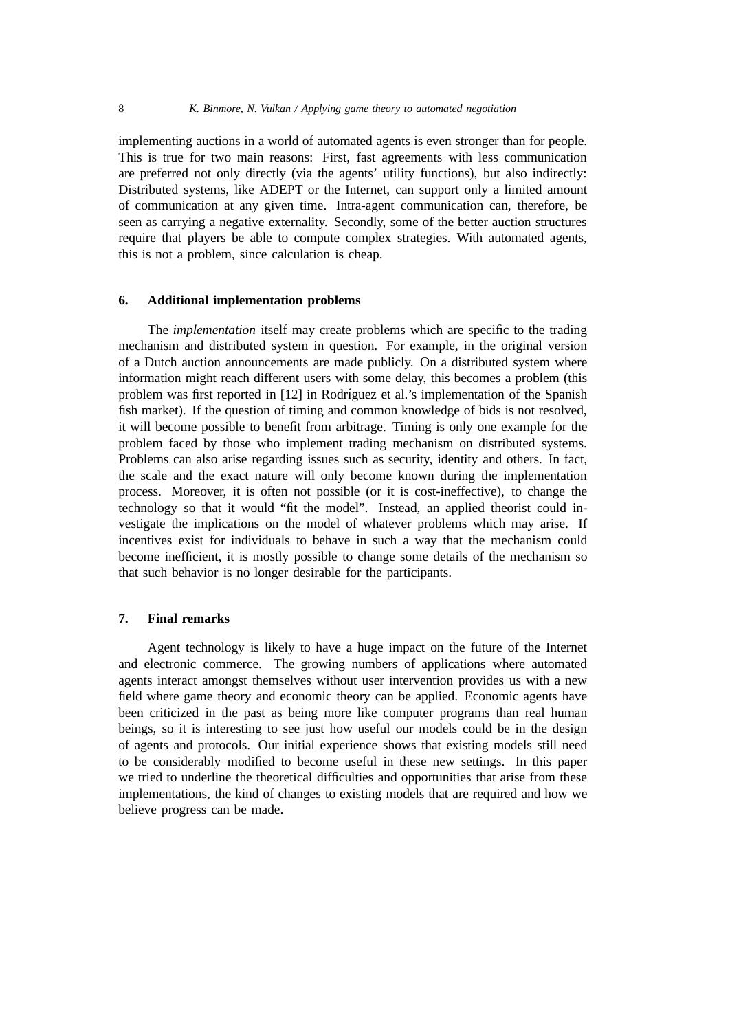implementing auctions in a world of automated agents is even stronger than for people. This is true for two main reasons: First, fast agreements with less communication are preferred not only directly (via the agents' utility functions), but also indirectly: Distributed systems, like ADEPT or the Internet, can support only a limited amount of communication at any given time. Intra-agent communication can, therefore, be seen as carrying a negative externality. Secondly, some of the better auction structures require that players be able to compute complex strategies. With automated agents, this is not a problem, since calculation is cheap.

## 6. Additional implementation problems

The *implementation* itself may create problems which are specific to the trading mechanism and distributed system in question. For example, in the original version of a Dutch auction announcements are made publicly. On a distributed system where information might reach different users with some delay, this becomes a problem (this problem was first reported in [12] in Rodríguez et al.'s implementation of the Spanish fish market). If the question of timing and common knowledge of bids is not resolved, it will become possible to benefit from arbitrage. Timing is only one example for the problem faced by those who implement trading mechanism on distributed systems. Problems can also arise regarding issues such as security, identity and others. In fact, the scale and the exact nature will only become known during the implementation process. Moreover, it is often not possible (or it is cost-ineffective), to change the technology so that it would "fit the model". Instead, an applied theorist could investigate the implications on the model of whatever problems which may arise. If incentives exist for individuals to behave in such a way that the mechanism could become inefficient, it is mostly possible to change some details of the mechanism so that such behavior is no longer desirable for the participants.

## 7. Final remarks

Agent technology is likely to have a huge impact on the future of the Internet and electronic commerce. The growing numbers of applications where automated agents interact amongst themselves without user intervention provides us with a new field where game theory and economic theory can be applied. Economic agents have been criticized in the past as being more like computer programs than real human beings, so it is interesting to see just how useful our models could be in the design of agents and protocols. Our initial experience shows that existing models still need to be considerably modified to become useful in these new settings. In this paper we tried to underline the theoretical difficulties and opportunities that arise from these implementations, the kind of changes to existing models that are required and how we believe progress can be made.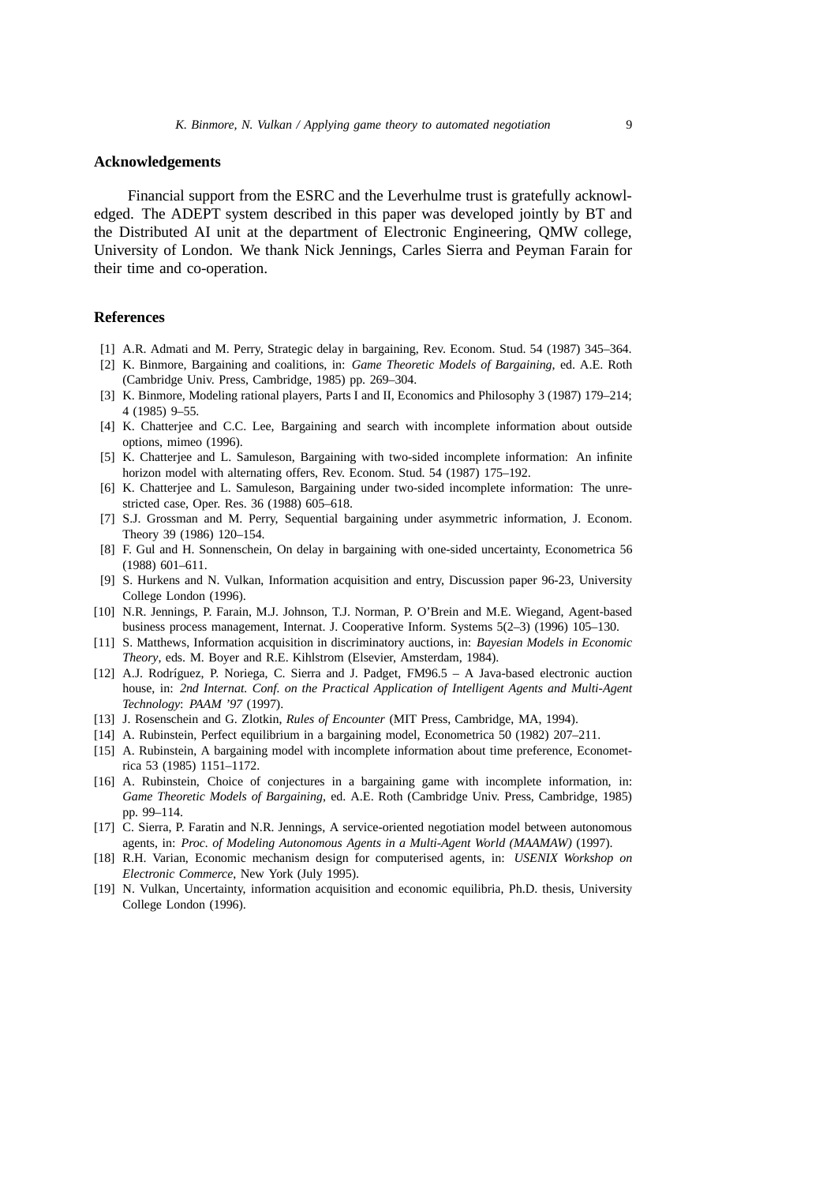## Acknowledgements

Financial support from the ESRC and the Leverhulme trust is gratefully acknowledged. The ADEPT system described in this paper was developed jointly by BT and the Distributed AI unit at the department of Electronic Engineering, QMW college, University of London. We thank Nick Jennings, Carles Sierra and Peyman Farain for their time and co-operation.

## References

[1] A.R. Admati and M. Perry, Strategic delay in bargaining, Rev. Econom. Stud. 54 (1987) 345–364.

[2] K. Binmore, Bargaining and coalitions, in: *Game Theoretic Models of Bargaining*, ed. A.E. Roth (Cambridge Univ. Press, Cambridge, 1985) pp. 269–304.

[3] K. Binmore, Modeling rational players, Parts I and II, Economics and Philosophy 3 (1987) 179–214; 4 (1985) 9–55.

[4] K. Chatterjee and C.C. Lee, Bargaining and search with incomplete information about outside options, mimeo (1996).

[5] K. Chatterjee and L. Samuleson, Bargaining with two-sided incomplete information: An infinite horizon model with alternating offers, Rev. Econom. Stud. 54 (1987) 175–192.

[6] K. Chatterjee and L. Samuleson, Bargaining under two-sided incomplete information: The unrestricted case, Oper. Res. 36 (1988) 605–618.

[7] S.J. Grossman and M. Perry, Sequential bargaining under asymmetric information, J. Econom. Theory 39 (1986) 120–154.

[8] F. Gul and H. Sonnenschein, On delay in bargaining with one-sided uncertainty, Econometrica 56 (1988) 601–611.

[9] S. Hurkens and N. Vulkan, Information acquisition and entry, Discussion paper 96-23, University College London (1996).

[10] N.R. Jennings, P. Farain, M.J. Johnson, T.J. Norman, P. O'Brein and M.E. Wiegand, Agent-based business process management, Internat. J. Cooperative Inform. Systems 5(2–3) (1996) 105–130.

[11] S. Matthews, Information acquisition in discriminatory auctions, in: *Bayesian Models in Economic Theory*, eds. M. Boyer and R.E. Kihlstrom (Elsevier, Amsterdam, 1984).

[12] A.J. Rodríguez, P. Noriega, C. Sierra and J. Padget, FM96.5 – A Java-based electronic auction house, in: *2nd Internat. Conf. on the Practical Application of Intelligent Agents and Multi-Agent Technology*: *PAAM '97* (1997).

[13] J. Rosenschein and G. Zlotkin, *Rules of Encounter* (MIT Press, Cambridge, MA, 1994).

[14] A. Rubinstein, Perfect equilibrium in a bargaining model, Econometrica 50 (1982) 207–211.

[15] A. Rubinstein, A bargaining model with incomplete information about time preference, Econometrica 53 (1985) 1151–1172.

[16] A. Rubinstein, Choice of conjectures in a bargaining game with incomplete information, in: *Game Theoretic Models of Bargaining*, ed. A.E. Roth (Cambridge Univ. Press, Cambridge, 1985) pp. 99–114.

[17] C. Sierra, P. Faratin and N.R. Jennings, A service-oriented negotiation model between autonomous agents, in: *Proc. of Modeling Autonomous Agents in a Multi-Agent World (MAAMAW)* (1997).

[18] R.H. Varian, Economic mechanism design for computerised agents, in: *USENIX Workshop on Electronic Commerce*, New York (July 1995).

[19] N. Vulkan, Uncertainty, information acquisition and economic equilibria, Ph.D. thesis, University College London (1996).